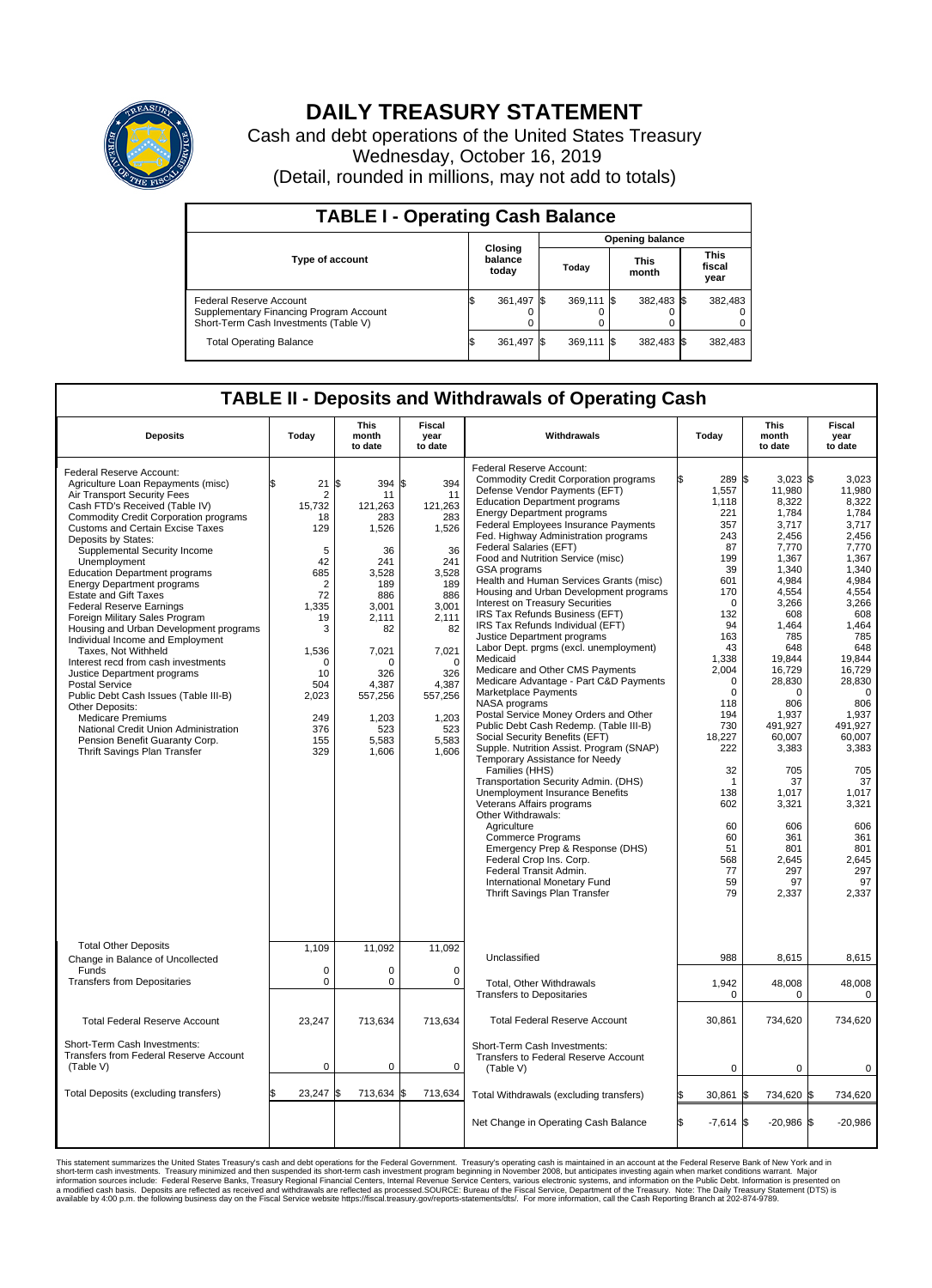# DAILY TREASURY STATEMENT

Cash and debt operations of the United States Treasury
Wednesday, October 16, 2019
(Detail, rounded in millions, may not add to totals)

## TABLE I - Operating Cash Balance

| Type of account | Closing balance today | Opening balance Today | Opening balance This month | Opening balance This fiscal year |
|---|---|---|---|---|
| Federal Reserve Account | $ 361,497 | $ 369,111 | $ 382,483 | $ 382,483 |
| Supplementary Financing Program Account | 0 | 0 | 0 | 0 |
| Short-Term Cash Investments (Table V) | 0 | 0 | 0 | 0 |
| Total Operating Balance | $ 361,497 | $ 369,111 | $ 382,483 | $ 382,483 |

## TABLE II - Deposits and Withdrawals of Operating Cash

| Deposits | Today | This month to date | Fiscal year to date |
|---|---|---|---|
| Federal Reserve Account: | | | |
| Agriculture Loan Repayments (misc) | $ 21 | $ 394 | $ 394 |
| Air Transport Security Fees | 2 | 11 | 11 |
| Cash FTD's Received (Table IV) | 15,732 | 121,263 | 121,263 |
| Commodity Credit Corporation programs | 18 | 283 | 283 |
| Customs and Certain Excise Taxes | 129 | 1,526 | 1,526 |
| Deposits by States: | | | |
| Supplemental Security Income | 5 | 36 | 36 |
| Unemployment | 42 | 241 | 241 |
| Education Department programs | 685 | 3,528 | 3,528 |
| Energy Department programs | 2 | 189 | 189 |
| Estate and Gift Taxes | 72 | 886 | 886 |
| Federal Reserve Earnings | 1,335 | 3,001 | 3,001 |
| Foreign Military Sales Program | 19 | 2,111 | 2,111 |
| Housing and Urban Development programs | 3 | 82 | 82 |
| Individual Income and Employment Taxes, Not Withheld | 1,536 | 7,021 | 7,021 |
| Interest recd from cash investments | 0 | 0 | 0 |
| Justice Department programs | 10 | 326 | 326 |
| Postal Service | 504 | 4,387 | 4,387 |
| Public Debt Cash Issues (Table III-B) | 2,023 | 557,256 | 557,256 |
| Other Deposits: | | | |
| Medicare Premiums | 249 | 1,203 | 1,203 |
| National Credit Union Administration | 376 | 523 | 523 |
| Pension Benefit Guaranty Corp. | 155 | 5,583 | 5,583 |
| Thrift Savings Plan Transfer | 329 | 1,606 | 1,606 |
| Total Other Deposits | 1,109 | 11,092 | 11,092 |
| Change in Balance of Uncollected Funds | 0 | 0 | 0 |
| Transfers from Depositaries | 0 | 0 | 0 |
| Total Federal Reserve Account | 23,247 | 713,634 | 713,634 |
| Short-Term Cash Investments: Transfers from Federal Reserve Account (Table V) | 0 | 0 | 0 |
| Total Deposits (excluding transfers) | $ 23,247 | $ 713,634 | $ 713,634 |

| Withdrawals | Today | This month to date | Fiscal year to date |
|---|---|---|---|
| Federal Reserve Account: | | | |
| Commodity Credit Corporation programs | $ 289 | $ 3,023 | $ 3,023 |
| Defense Vendor Payments (EFT) | 1,557 | 11,980 | 11,980 |
| Education Department programs | 1,118 | 8,322 | 8,322 |
| Energy Department programs | 221 | 1,784 | 1,784 |
| Federal Employees Insurance Payments | 357 | 3,717 | 3,717 |
| Fed. Highway Administration programs | 243 | 2,456 | 2,456 |
| Federal Salaries (EFT) | 87 | 7,770 | 7,770 |
| Food and Nutrition Service (misc) | 199 | 1,367 | 1,367 |
| GSA programs | 39 | 1,340 | 1,340 |
| Health and Human Services Grants (misc) | 601 | 4,984 | 4,984 |
| Housing and Urban Development programs | 170 | 4,554 | 4,554 |
| Interest on Treasury Securities | 0 | 3,266 | 3,266 |
| IRS Tax Refunds Business (EFT) | 132 | 608 | 608 |
| IRS Tax Refunds Individual (EFT) | 94 | 1,464 | 1,464 |
| Justice Department programs | 163 | 785 | 785 |
| Labor Dept. prgms (excl. unemployment) | 43 | 648 | 648 |
| Medicaid | 1,338 | 19,844 | 19,844 |
| Medicare and Other CMS Payments | 2,004 | 16,729 | 16,729 |
| Medicare Advantage - Part C&D Payments | 0 | 28,830 | 28,830 |
| Marketplace Payments | 0 | 0 | 0 |
| NASA programs | 118 | 806 | 806 |
| Postal Service Money Orders and Other | 194 | 1,937 | 1,937 |
| Public Debt Cash Redemp. (Table III-B) | 730 | 491,927 | 491,927 |
| Social Security Benefits (EFT) | 18,227 | 60,007 | 60,007 |
| Supple. Nutrition Assist. Program (SNAP) | 222 | 3,383 | 3,383 |
| Temporary Assistance for Needy Families (HHS) | 32 | 705 | 705 |
| Transportation Security Admin. (DHS) | 1 | 37 | 37 |
| Unemployment Insurance Benefits | 138 | 1,017 | 1,017 |
| Veterans Affairs programs | 602 | 3,321 | 3,321 |
| Other Withdrawals: | | | |
| Agriculture | 60 | 606 | 606 |
| Commerce Programs | 60 | 361 | 361 |
| Emergency Prep & Response (DHS) | 51 | 801 | 801 |
| Federal Crop Ins. Corp. | 568 | 2,645 | 2,645 |
| Federal Transit Admin. | 77 | 297 | 297 |
| International Monetary Fund | 59 | 97 | 97 |
| Thrift Savings Plan Transfer | 79 | 2,337 | 2,337 |
| Unclassified | 988 | 8,615 | 8,615 |
| Total, Other Withdrawals | 1,942 | 48,008 | 48,008 |
| Transfers to Depositaries | 0 | 0 | 0 |
| Total Federal Reserve Account | 30,861 | 734,620 | 734,620 |
| Short-Term Cash Investments: Transfers to Federal Reserve Account (Table V) | 0 | 0 | 0 |
| Total Withdrawals (excluding transfers) | $ 30,861 | $ 734,620 | $ 734,620 |
| Net Change in Operating Cash Balance | $ -7,614 | $ -20,986 | $ -20,986 |

This statement summarizes the United States Treasury's cash and debt operations for the Federal Government. Treasury's operating cash is maintained in an account at the Federal Reserve Bank of New York and in short-term cash investments. Treasury minimized and then suspended its short-term cash investment program beginning in November 2008, but anticipates investing again when market conditions warrant. Major information sources include: Federal Reserve Banks, Treasury Regional Financial Centers, Internal Revenue Service Centers, various electronic systems, and information on the Public Debt. Information is presented on a modified cash basis. Deposits are reflected as received and withdrawals are reflected as processed.SOURCE: Bureau of the Fiscal Service, Department of the Treasury. Note: The Daily Treasury Statement (DTS) is available by 4:00 p.m. the following business day on the Fiscal Service website https://fiscal.treasury.gov/reports-statements/dts/. For more information, call the Cash Reporting Branch at 202-874-9789.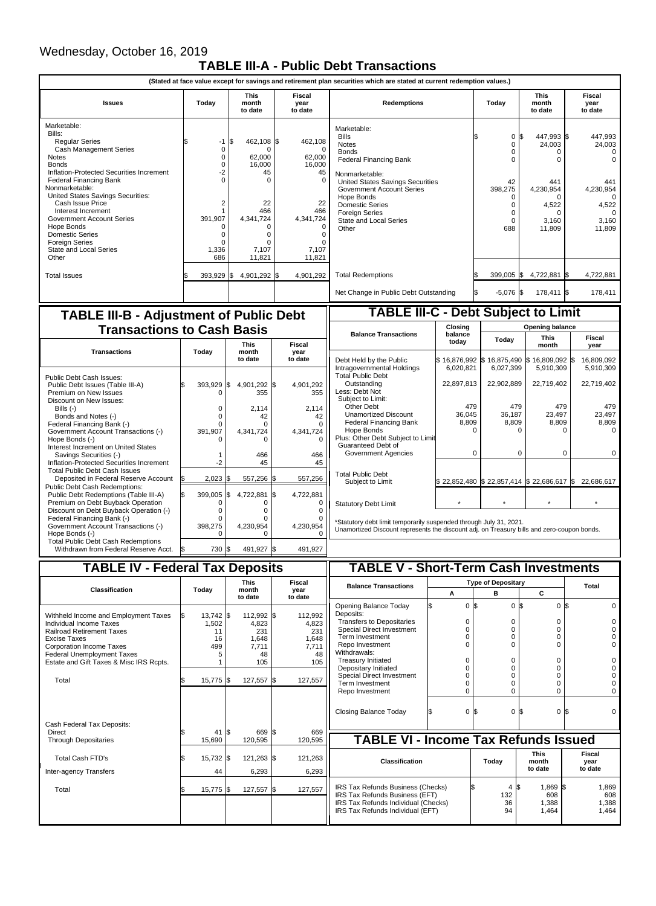Wednesday, October 16, 2019

# TABLE III-A - Public Debt Transactions

(Stated at face value except for savings and retirement plan securities which are stated at current redemption values.)

| Issues | Today | This month to date | Fiscal year to date |
|---|---|---|---|
| Marketable: | | | |
| Bills: | | | |
| Regular Series | $ -1 | $ 462,108 | $ 462,108 |
| Cash Management Series | 0 | 0 | 0 |
| Notes | 0 | 62,000 | 62,000 |
| Bonds | 0 | 16,000 | 16,000 |
| Inflation-Protected Securities Increment | -2 | 45 | 45 |
| Federal Financing Bank | 0 | 0 | 0 |
| Nonmarketable: | | | |
| United States Savings Securities: | | | |
| Cash Issue Price | 2 | 22 | 22 |
| Interest Increment | 1 | 466 | 466 |
| Government Account Series | 391,907 | 4,341,724 | 4,341,724 |
| Hope Bonds | 0 | 0 | 0 |
| Domestic Series | 0 | 0 | 0 |
| Foreign Series | 0 | 0 | 0 |
| State and Local Series | 1,336 | 7,107 | 7,107 |
| Other | 686 | 11,821 | 11,821 |
| Total Issues | $ 393,929 | $ 4,901,292 | $ 4,901,292 |

| Redemptions | Today | This month to date | Fiscal year to date |
|---|---|---|---|
| Marketable: | | | |
| Bills | $ 0 | $ 447,993 | $ 447,993 |
| Notes | 0 | 24,003 | 24,003 |
| Bonds | 0 | 0 | 0 |
| Federal Financing Bank | 0 | 0 | 0 |
| Nonmarketable: | | | |
| United States Savings Securities | 42 | 441 | 441 |
| Government Account Series | 398,275 | 4,230,954 | 4,230,954 |
| Hope Bonds | 0 | 0 | 0 |
| Domestic Series | 0 | 4,522 | 4,522 |
| Foreign Series | 0 | 0 | 0 |
| State and Local Series | 0 | 3,160 | 3,160 |
| Other | 688 | 11,809 | 11,809 |
| Total Redemptions | $ 399,005 | $ 4,722,881 | $ 4,722,881 |
| Net Change in Public Debt Outstanding | $ -5,076 | $ 178,411 | $ 178,411 |

# TABLE III-B - Adjustment of Public Debt Transactions to Cash Basis

| Transactions | Today | This month to date | Fiscal year to date |
|---|---|---|---|
| Public Debt Cash Issues: | | | |
| Public Debt Issues (Table III-A) | $ 393,929 | $ 4,901,292 | $ 4,901,292 |
| Premium on New Issues | 0 | 355 | 355 |
| Discount on New Issues: | | | |
| Bills (-) | 0 | 2,114 | 2,114 |
| Bonds and Notes (-) | 0 | 42 | 42 |
| Federal Financing Bank (-) | 0 | 0 | 0 |
| Government Account Transactions (-) | 391,907 | 4,341,724 | 4,341,724 |
| Hope Bonds (-) | 0 | 0 | 0 |
| Interest Increment on United States Savings Securities (-) | 1 | 466 | 466 |
| Inflation-Protected Securities Increment | -2 | 45 | 45 |
| Total Public Debt Cash Issues Deposited in Federal Reserve Account | $ 2,023 | $ 557,256 | $ 557,256 |
| Public Debt Cash Redemptions: | | | |
| Public Debt Redemptions (Table III-A) | $ 399,005 | $ 4,722,881 | $ 4,722,881 |
| Premium on Debt Buyback Operation | 0 | 0 | 0 |
| Discount on Debt Buyback Operation (-) | 0 | 0 | 0 |
| Federal Financing Bank (-) | 0 | 0 | 0 |
| Government Account Transactions (-) | 398,275 | 4,230,954 | 4,230,954 |
| Hope Bonds (-) | 0 | 0 | 0 |
| Total Public Debt Cash Redemptions Withdrawn from Federal Reserve Acct. | $ 730 | $ 491,927 | $ 491,927 |

# TABLE III-C - Debt Subject to Limit

| Balance Transactions | Closing balance today | Opening balance Today | Opening balance This month | Opening balance Fiscal year |
|---|---|---|---|---|
| Debt Held by the Public | $ 16,876,992 | $ 16,875,490 | $ 16,809,092 | $ 16,809,092 |
| Intragovernmental Holdings | 6,020,821 | 6,027,399 | 5,910,309 | 5,910,309 |
| Total Public Debt Outstanding | 22,897,813 | 22,902,889 | 22,719,402 | 22,719,402 |
| Less: Debt Not Subject to Limit: | | | | |
| Other Debt | 479 | 479 | 479 | 479 |
| Unamortized Discount | 36,045 | 36,187 | 23,497 | 23,497 |
| Federal Financing Bank | 8,809 | 8,809 | 8,809 | 8,809 |
| Hope Bonds | 0 | 0 | 0 | 0 |
| Plus: Other Debt Subject to Limit | | | | |
| Guaranteed Debt of Government Agencies | 0 | 0 | 0 | 0 |
| Total Public Debt Subject to Limit | $ 22,852,480 | $ 22,857,414 | $ 22,686,617 | $ 22,686,617 |
| Statutory Debt Limit | * | * | * | * |

*Statutory debt limit temporarily suspended through July 31, 2021.
Unamortized Discount represents the discount adj. on Treasury bills and zero-coupon bonds.

# TABLE IV - Federal Tax Deposits

| Classification | Today | This month to date | Fiscal year to date |
|---|---|---|---|
| Withheld Income and Employment Taxes | $ 13,742 | $ 112,992 | $ 112,992 |
| Individual Income Taxes | 1,502 | 4,823 | 4,823 |
| Railroad Retirement Taxes | 11 | 231 | 231 |
| Excise Taxes | 16 | 1,648 | 1,648 |
| Corporation Income Taxes | 499 | 7,711 | 7,711 |
| Federal Unemployment Taxes | 5 | 48 | 48 |
| Estate and Gift Taxes & Misc IRS Rcpts. | 1 | 105 | 105 |
| Total | $ 15,775 | $ 127,557 | $ 127,557 |
| Cash Federal Tax Deposits: | | | |
| Direct | $ 41 | $ 669 | $ 669 |
| Through Depositaries | 15,690 | 120,595 | 120,595 |
| Total Cash FTD's | $ 15,732 | $ 121,263 | $ 121,263 |
| Inter-agency Transfers | 44 | 6,293 | 6,293 |
| Total | $ 15,775 | $ 127,557 | $ 127,557 |

# TABLE V - Short-Term Cash Investments

| Balance Transactions | Type of Depositary A | B | C | Total |
|---|---|---|---|---|
| Opening Balance Today | $ 0 | $ 0 | $ 0 | $ 0 |
| Deposits: | | | | |
| Transfers to Depositaries | 0 | 0 | 0 | 0 |
| Special Direct Investment | 0 | 0 | 0 | 0 |
| Term Investment | 0 | 0 | 0 | 0 |
| Repo Investment | 0 | 0 | 0 | 0 |
| Withdrawals: | | | | |
| Treasury Initiated | 0 | 0 | 0 | 0 |
| Depositary Initiated | 0 | 0 | 0 | 0 |
| Special Direct Investment | 0 | 0 | 0 | 0 |
| Term Investment | 0 | 0 | 0 | 0 |
| Repo Investment | 0 | 0 | 0 | 0 |
| Closing Balance Today | $ 0 | $ 0 | $ 0 | $ 0 |

# TABLE VI - Income Tax Refunds Issued

| Classification | Today | This month to date | Fiscal year to date |
|---|---|---|---|
| IRS Tax Refunds Business (Checks) | $ 4 | $ 1,869 | $ 1,869 |
| IRS Tax Refunds Business (EFT) | 132 | 608 | 608 |
| IRS Tax Refunds Individual (Checks) | 36 | 1,388 | 1,388 |
| IRS Tax Refunds Individual (EFT) | 94 | 1,464 | 1,464 |